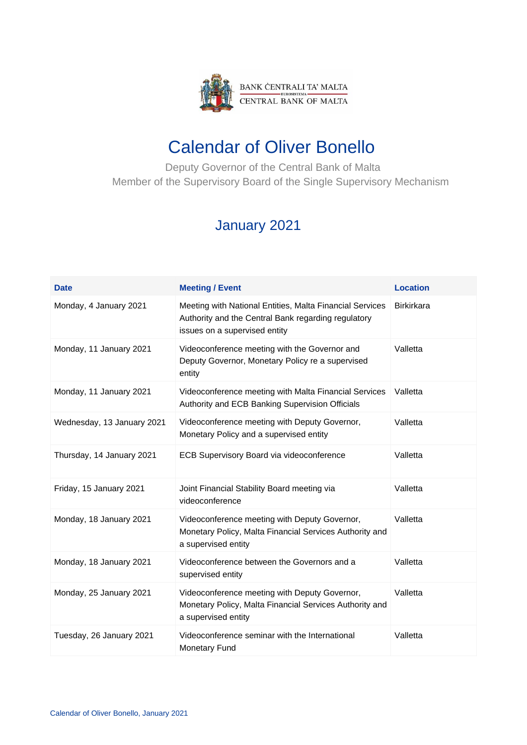BANK ĊENTRALI TA' MALTA
EUROSISTEMA
CENTRAL BANK OF MALTA

# Calendar of Oliver Bonello

Deputy Governor of the Central Bank of Malta
Member of the Supervisory Board of the Single Supervisory Mechanism

## January 2021

| Date | Meeting / Event | Location |
| --- | --- | --- |
| Monday, 4 January 2021 | Meeting with National Entities, Malta Financial Services Authority and the Central Bank regarding regulatory issues on a supervised entity | Birkirkara |
| Monday, 11 January 2021 | Videoconference meeting with the Governor and Deputy Governor, Monetary Policy re a supervised entity | Valletta |
| Monday, 11 January 2021 | Videoconference meeting with Malta Financial Services Authority and ECB Banking Supervision Officials | Valletta |
| Wednesday, 13 January 2021 | Videoconference meeting with Deputy Governor, Monetary Policy and a supervised entity | Valletta |
| Thursday, 14 January 2021 | ECB Supervisory Board via videoconference | Valletta |
| Friday, 15 January 2021 | Joint Financial Stability Board meeting via videoconference | Valletta |
| Monday, 18 January 2021 | Videoconference meeting with Deputy Governor, Monetary Policy, Malta Financial Services Authority and a supervised entity | Valletta |
| Monday, 18 January 2021 | Videoconference between the Governors and a supervised entity | Valletta |
| Monday, 25 January 2021 | Videoconference meeting with Deputy Governor, Monetary Policy, Malta Financial Services Authority and a supervised entity | Valletta |
| Tuesday, 26 January 2021 | Videoconference seminar with the International Monetary Fund | Valletta |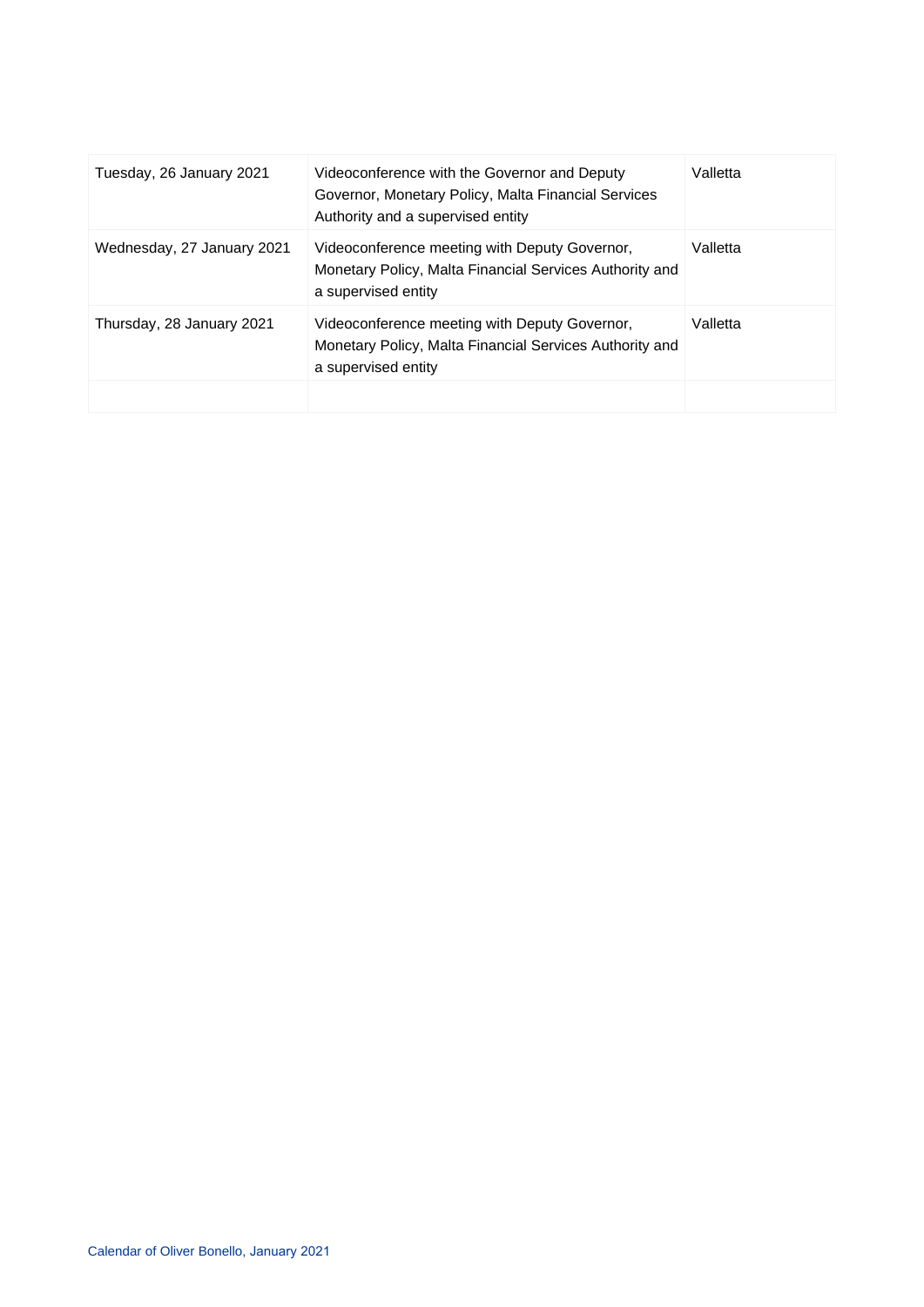| | | |
|---|---|---|
| Tuesday, 26 January 2021 | Videoconference with the Governor and Deputy Governor, Monetary Policy, Malta Financial Services Authority and a supervised entity | Valletta |
| Wednesday, 27 January 2021 | Videoconference meeting with Deputy Governor, Monetary Policy, Malta Financial Services Authority and a supervised entity | Valletta |
| Thursday, 28 January 2021 | Videoconference meeting with Deputy Governor, Monetary Policy, Malta Financial Services Authority and a supervised entity | Valletta |
| | | |